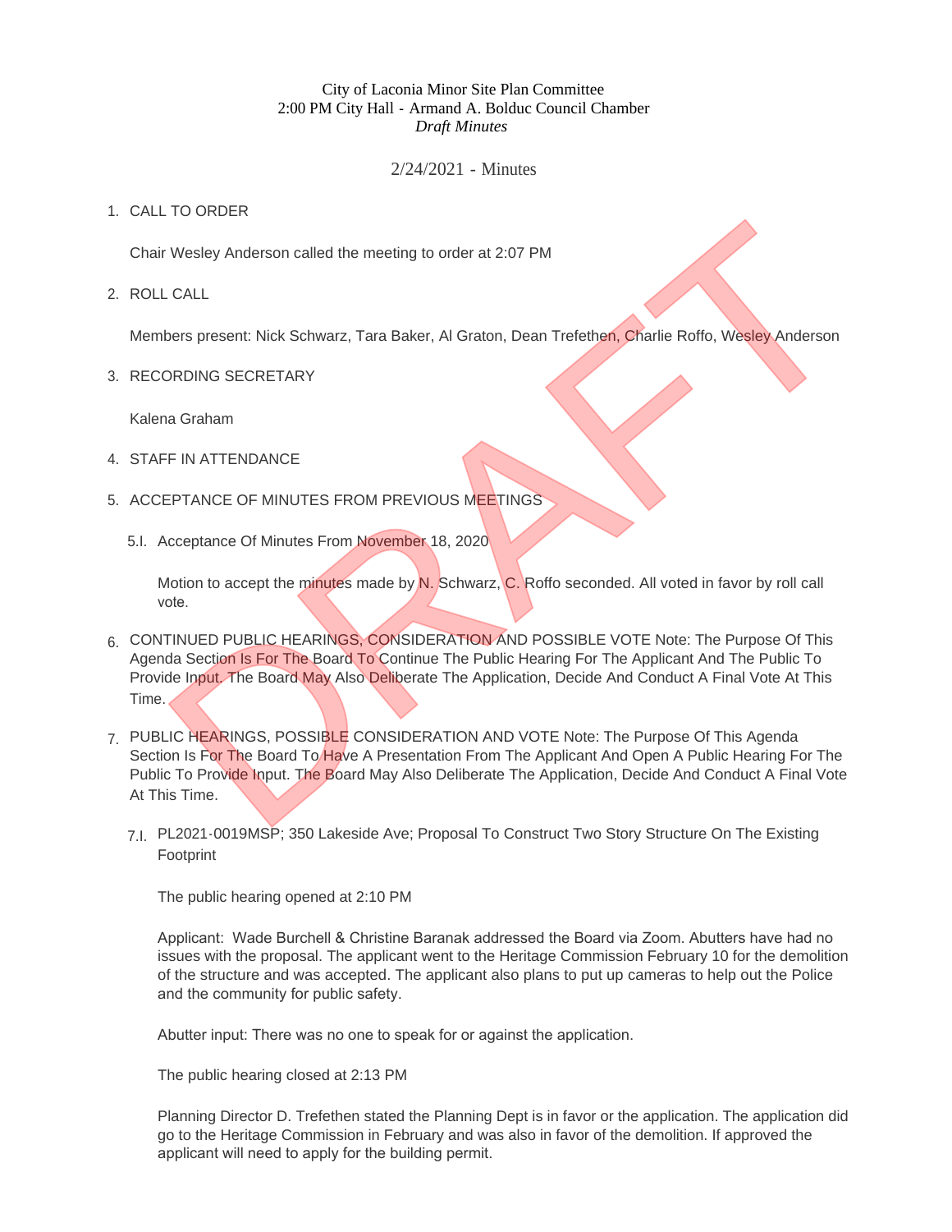City of Laconia Minor Site Plan Committee
2:00 PM City Hall - Armand A. Bolduc Council Chamber
*Draft Minutes*

2/24/2021 - Minutes

1. CALL TO ORDER

   Chair Wesley Anderson called the meeting to order at 2:07 PM

2. ROLL CALL

   Members present: Nick Schwarz, Tara Baker, Al Graton, Dean Trefethen, Charlie Roffo, Wesley Anderson

3. RECORDING SECRETARY

   Kalena Graham

4. STAFF IN ATTENDANCE

5. ACCEPTANCE OF MINUTES FROM PREVIOUS MEETINGS

   5.I. Acceptance Of Minutes From November 18, 2020

   Motion to accept the minutes made by N. Schwarz, C. Roffo seconded. All voted in favor by roll call vote.

6. CONTINUED PUBLIC HEARINGS, CONSIDERATION AND POSSIBLE VOTE Note: The Purpose Of This Agenda Section Is For The Board To Continue The Public Hearing For The Applicant And The Public To Provide Input. The Board May Also Deliberate The Application, Decide And Conduct A Final Vote At This Time.

7. PUBLIC HEARINGS, POSSIBLE CONSIDERATION AND VOTE Note: The Purpose Of This Agenda Section Is For The Board To Have A Presentation From The Applicant And Open A Public Hearing For The Public To Provide Input. The Board May Also Deliberate The Application, Decide And Conduct A Final Vote At This Time.

   7.I. PL2021-0019MSP; 350 Lakeside Ave; Proposal To Construct Two Story Structure On The Existing Footprint

   The public hearing opened at 2:10 PM

   Applicant: Wade Burchell & Christine Baranak addressed the Board via Zoom. Abutters have had no issues with the proposal. The applicant went to the Heritage Commission February 10 for the demolition of the structure and was accepted. The applicant also plans to put up cameras to help out the Police and the community for public safety.

   Abutter input: There was no one to speak for or against the application.

   The public hearing closed at 2:13 PM

   Planning Director D. Trefethen stated the Planning Dept is in favor or the application. The application did go to the Heritage Commission in February and was also in favor of the demolition. If approved the applicant will need to apply for the building permit.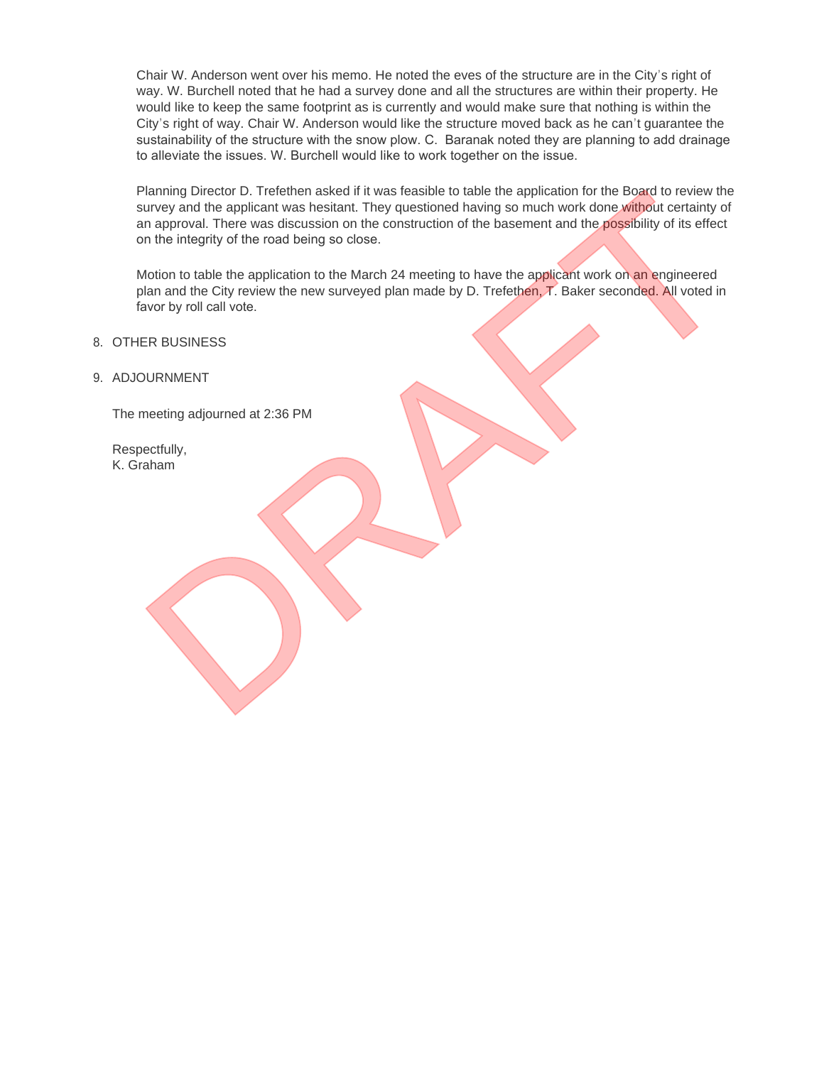Chair W. Anderson went over his memo. He noted the eves of the structure are in the City's right of way. W. Burchell noted that he had a survey done and all the structures are within their property. He would like to keep the same footprint as is currently and would make sure that nothing is within the City's right of way. Chair W. Anderson would like the structure moved back as he can't guarantee the sustainability of the structure with the snow plow. C. Baranak noted they are planning to add drainage to alleviate the issues. W. Burchell would like to work together on the issue.

Planning Director D. Trefethen asked if it was feasible to table the application for the Board to review the survey and the applicant was hesitant. They questioned having so much work done without certainty of an approval. There was discussion on the construction of the basement and the possibility of its effect on the integrity of the road being so close.

Motion to table the application to the March 24 meeting to have the applicant work on an engineered plan and the City review the new surveyed plan made by D. Trefethen, T. Baker seconded. All voted in favor by roll call vote.

8. OTHER BUSINESS

9. ADJOURNMENT

The meeting adjourned at 2:36 PM

Respectfully,
K. Graham